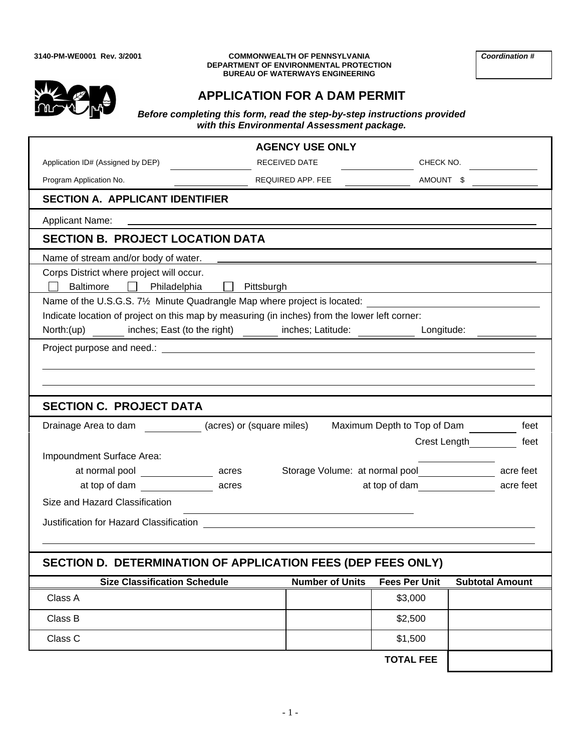3140-PM-WE0001 Rev. 3/2001

COMMONWEALTH OF PENNSYLVANIA
DEPARTMENT OF ENVIRONMENTAL PROTECTION
BUREAU OF WATERWAYS ENGINEERING

***Coordination #***

# APPLICATION FOR A DAM PERMIT

***Before completing this form, read the step-by-step instructions provided with this Environmental Assessment package.***

## AGENCY USE ONLY

Application ID# (Assigned by DEP) ______ RECEIVED DATE ______ CHECK NO. ______

Program Application No. ______ REQUIRED APP. FEE ______ AMOUNT $ ______

## SECTION A. APPLICANT IDENTIFIER

Applicant Name: ______

## SECTION B. PROJECT LOCATION DATA

Name of stream and/or body of water. ______

Corps District where project will occur.

☐ Baltimore ☐ Philadelphia ☐ Pittsburgh

Name of the U.S.G.S. 7½ Minute Quadrangle Map where project is located: ______

Indicate location of project on this map by measuring (in inches) from the lower left corner:

North:(up) ______ inches; East (to the right) ______ inches; Latitude: ______ Longitude: ______

Project purpose and need.: ______

## SECTION C. PROJECT DATA

Drainage Area to dam ______ (acres) or (square miles) Maximum Depth to Top of Dam ______ feet

Crest Length ______ feet

Impoundment Surface Area:

at normal pool ______ acres Storage Volume: at normal pool ______ acre feet

at top of dam ______ acres at top of dam ______ acre feet

Size and Hazard Classification ______

Justification for Hazard Classification ______

## SECTION D. DETERMINATION OF APPLICATION FEES (DEP FEES ONLY)

| Size Classification Schedule | Number of Units | Fees Per Unit | Subtotal Amount |
|---|---|---|---|
| Class A | | $3,000 | |
| Class B | | $2,500 | |
| Class C | | $1,500 | |
| | | **TOTAL FEE** | |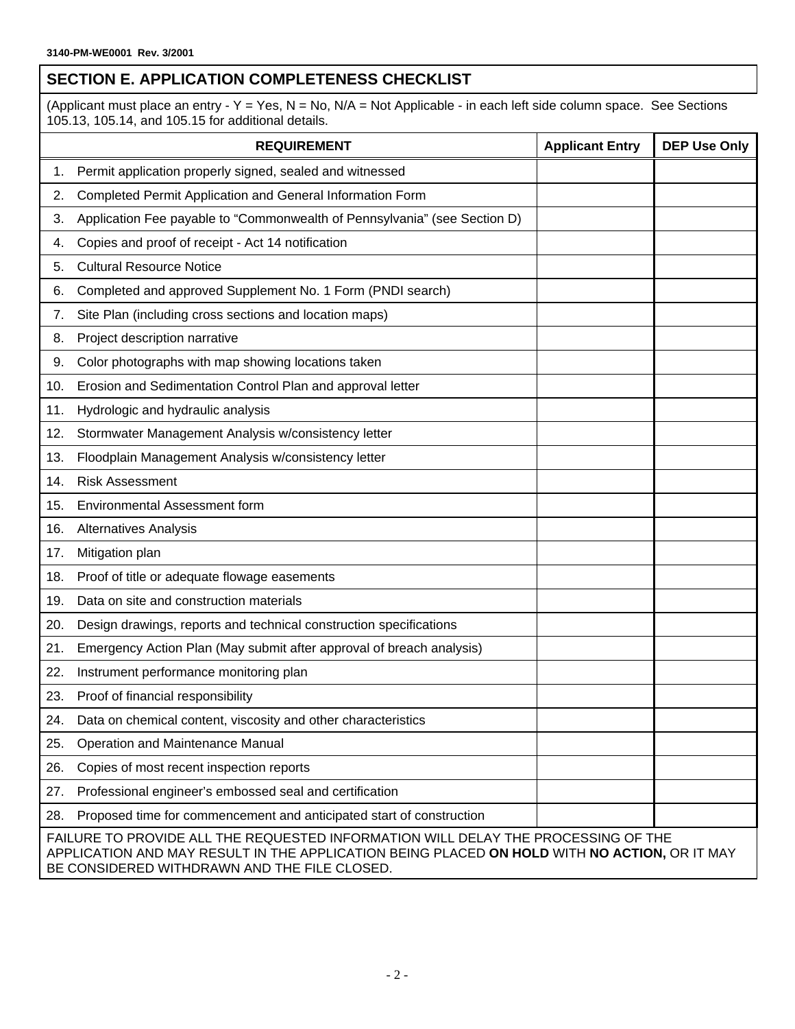3140-PM-WE0001 Rev. 3/2001

## SECTION E. APPLICATION COMPLETENESS CHECKLIST

(Applicant must place an entry - Y = Yes, N = No, N/A = Not Applicable - in each left side column space. See Sections 105.13, 105.14, and 105.15 for additional details.

| REQUIREMENT | Applicant Entry | DEP Use Only |
|---|---|---|
| 1. Permit application properly signed, sealed and witnessed | | |
| 2. Completed Permit Application and General Information Form | | |
| 3. Application Fee payable to "Commonwealth of Pennsylvania" (see Section D) | | |
| 4. Copies and proof of receipt - Act 14 notification | | |
| 5. Cultural Resource Notice | | |
| 6. Completed and approved Supplement No. 1 Form (PNDI search) | | |
| 7. Site Plan (including cross sections and location maps) | | |
| 8. Project description narrative | | |
| 9. Color photographs with map showing locations taken | | |
| 10. Erosion and Sedimentation Control Plan and approval letter | | |
| 11. Hydrologic and hydraulic analysis | | |
| 12. Stormwater Management Analysis w/consistency letter | | |
| 13. Floodplain Management Analysis w/consistency letter | | |
| 14. Risk Assessment | | |
| 15. Environmental Assessment form | | |
| 16. Alternatives Analysis | | |
| 17. Mitigation plan | | |
| 18. Proof of title or adequate flowage easements | | |
| 19. Data on site and construction materials | | |
| 20. Design drawings, reports and technical construction specifications | | |
| 21. Emergency Action Plan (May submit after approval of breach analysis) | | |
| 22. Instrument performance monitoring plan | | |
| 23. Proof of financial responsibility | | |
| 24. Data on chemical content, viscosity and other characteristics | | |
| 25. Operation and Maintenance Manual | | |
| 26. Copies of most recent inspection reports | | |
| 27. Professional engineer's embossed seal and certification | | |
| 28. Proposed time for commencement and anticipated start of construction | | |

FAILURE TO PROVIDE ALL THE REQUESTED INFORMATION WILL DELAY THE PROCESSING OF THE APPLICATION AND MAY RESULT IN THE APPLICATION BEING PLACED **ON HOLD** WITH **NO ACTION,** OR IT MAY BE CONSIDERED WITHDRAWN AND THE FILE CLOSED.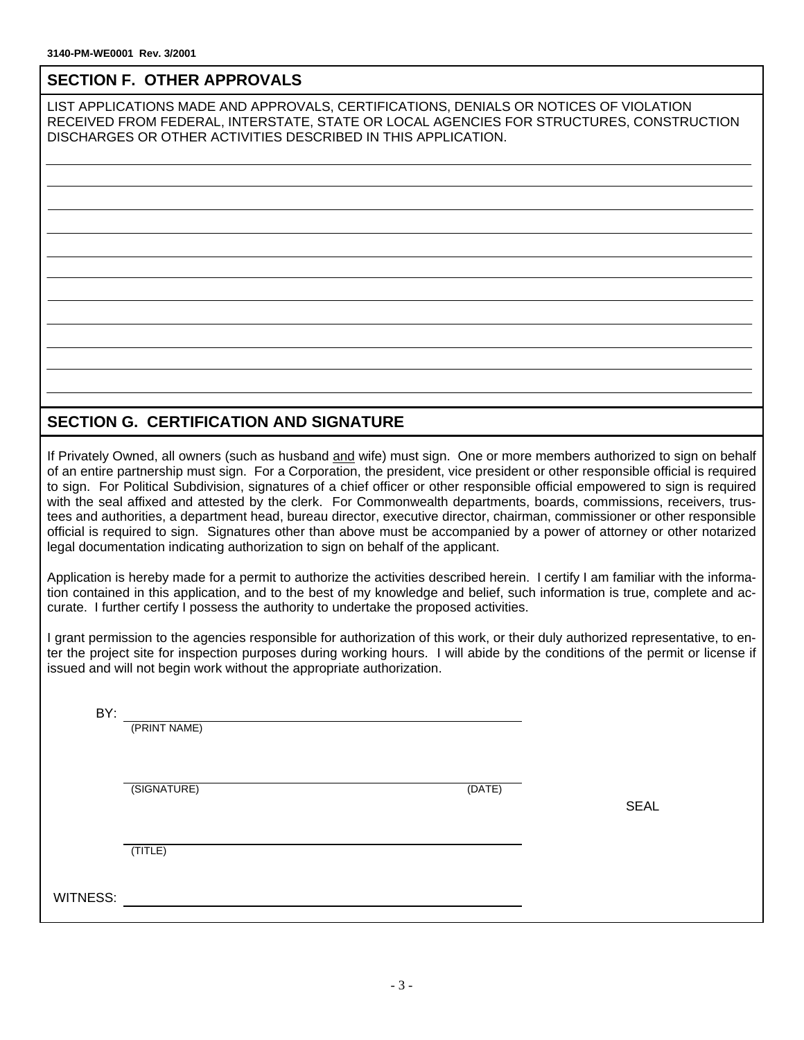3140-PM-WE0001 Rev. 3/2001

## SECTION F. OTHER APPROVALS

LIST APPLICATIONS MADE AND APPROVALS, CERTIFICATIONS, DENIALS OR NOTICES OF VIOLATION RECEIVED FROM FEDERAL, INTERSTATE, STATE OR LOCAL AGENCIES FOR STRUCTURES, CONSTRUCTION DISCHARGES OR OTHER ACTIVITIES DESCRIBED IN THIS APPLICATION.

## SECTION G. CERTIFICATION AND SIGNATURE

If Privately Owned, all owners (such as husband and wife) must sign. One or more members authorized to sign on behalf of an entire partnership must sign. For a Corporation, the president, vice president or other responsible official is required to sign. For Political Subdivision, signatures of a chief officer or other responsible official empowered to sign is required with the seal affixed and attested by the clerk. For Commonwealth departments, boards, commissions, receivers, trustees and authorities, a department head, bureau director, executive director, chairman, commissioner or other responsible official is required to sign. Signatures other than above must be accompanied by a power of attorney or other notarized legal documentation indicating authorization to sign on behalf of the applicant.

Application is hereby made for a permit to authorize the activities described herein. I certify I am familiar with the information contained in this application, and to the best of my knowledge and belief, such information is true, complete and accurate. I further certify I possess the authority to undertake the proposed activities.

I grant permission to the agencies responsible for authorization of this work, or their duly authorized representative, to enter the project site for inspection purposes during working hours. I will abide by the conditions of the permit or license if issued and will not begin work without the appropriate authorization.

BY: ______________________________
(PRINT NAME)

______________________________ 
(SIGNATURE) (DATE)

SEAL

______________________________
(TITLE)

WITNESS: ______________________________